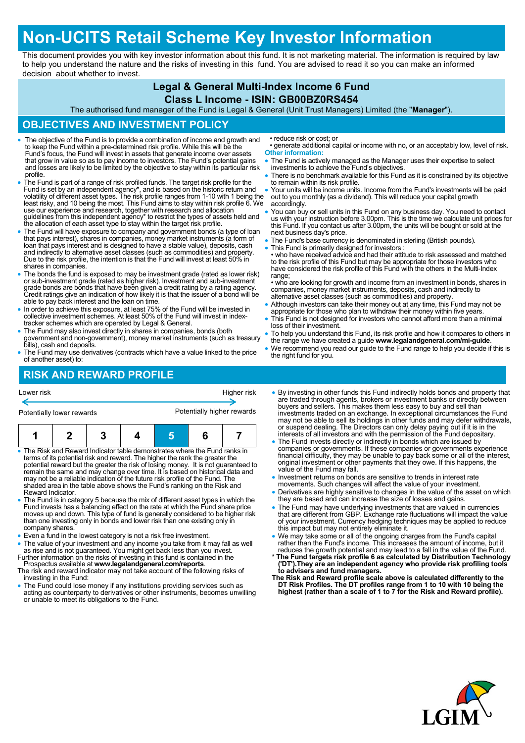# Non-UCITS Retail Scheme Key Investor Information

This document provides you with key investor information about this fund. It is not marketing material. The information is required by law to help you understand the nature and the risks of investing in this fund. You are advised to read it so you can make an informed decision about whether to invest.

## Legal & General Multi-Index Income 6 Fund

### Class L Income - ISIN: GB00BZ0RS454

The authorised fund manager of the Fund is Legal & General (Unit Trust Managers) Limited (the "**Manager**").

## OBJECTIVES AND INVESTMENT POLICY

- The objective of the Fund is to provide a combination of income and growth and to keep the Fund within a pre-determined risk profile. While this will be the Fund's focus, the Fund will invest in assets that generate income over assets that grow in value so as to pay income to investors. The Fund's potential gains and losses are likely to be limited by the objective to stay within its particular risk profile.
- The Fund is part of a range of risk profiled funds. The target risk profile for the Fund is set by an independent agency*, and is based on the historic return and volatility of different asset types. The risk profile ranges from 1-10 with 1 being the least risky, and 10 being the most. This Fund aims to stay within risk profile 6. We use our experience and research, together with research and allocation guidelines from this independent agency* to restrict the types of assets held and the allocation of each asset type to stay within the target risk profile.
- The Fund will have exposure to company and government bonds (a type of loan that pays interest), shares in companies, money market instruments (a form of loan that pays interest and is designed to have a stable value), deposits, cash and indirectly to alternative asset classes (such as commodities) and property. Due to the risk profile, the intention is that the Fund will invest at least 50% in shares in companies.
- The bonds the fund is exposed to may be investment grade (rated as lower risk) or sub-investment grade (rated as higher risk). Investment and sub-investment grade bonds are bonds that have been given a credit rating by a rating agency. Credit ratings give an indication of how likely it is that the issuer of a bond will be able to pay back interest and the loan on time.
- In order to achieve this exposure, at least 75% of the Fund will be invested in collective investment schemes. At least 50% of the Fund will invest in index-tracker schemes which are operated by Legal & General.
- The Fund may also invest directly in shares in companies, bonds (both government and non-government), money market instruments (such as treasury bills), cash and deposits.
- The Fund may use derivatives (contracts which have a value linked to the price of another asset) to:
  - reduce risk or cost; or
  - generate additional capital or income with no, or an acceptably low, level of risk.

**Other information:**

- The Fund is actively managed as the Manager uses their expertise to select investments to achieve the Fund's objectives.
- There is no benchmark available for this Fund as it is constrained by its objective to remain within its risk profile.
- Your units will be income units. Income from the Fund's investments will be paid out to you monthly (as a dividend). This will reduce your capital growth accordingly.
- You can buy or sell units in this Fund on any business day. You need to contact us with your instruction before 3.00pm. This is the time we calculate unit prices for this Fund. If you contact us after 3.00pm, the units will be bought or sold at the next business day's price.
- The Fund's base currency is denominated in sterling (British pounds).
- This Fund is primarily designed for investors :
  - who have received advice and had their attitude to risk assessed and matched to the risk profile of this Fund but may be appropriate for those investors who have considered the risk profile of this Fund with the others in the Multi-Index range;
  - who are looking for growth and income from an investment in bonds, shares in companies, money market instruments, deposits, cash and indirectly to alternative asset classes (such as commodities) and property.
- Although investors can take their money out at any time, this Fund may not be appropriate for those who plan to withdraw their money within five years.
- This Fund is not designed for investors who cannot afford more than a minimal loss of their investment.
- To help you understand this Fund, its risk profile and how it compares to others in the range we have created a guide **www.legalandgeneral.com/mi-guide**.
- We recommend you read our guide to the Fund range to help you decide if this is the right fund for you.

## RISK AND REWARD PROFILE

| Lower risk | | | | | | Higher risk |
|---|---|---|---|---|---|---|
| Potentially lower rewards | | | | | | Potentially higher rewards |
| 1 | 2 | 3 | 4 | **5** | 6 | 7 |

- The Risk and Reward Indicator table demonstrates where the Fund ranks in terms of its potential risk and reward. The higher the rank the greater the potential reward but the greater the risk of losing money. It is not guaranteed to remain the same and may change over time. It is based on historical data and may not be a reliable indication of the future risk profile of the Fund. The shaded area in the table above shows the Fund's ranking on the Risk and Reward Indicator.
- The Fund is in category 5 because the mix of different asset types in which the Fund invests has a balancing effect on the rate at which the Fund share price moves up and down. This type of fund is generally considered to be higher risk than one investing only in bonds and lower risk than one existing only in company shares.
- Even a fund in the lowest category is not a risk free investment.
- The value of your investment and any income you take from it may fall as well as rise and is not guaranteed. You might get back less than you invest.

Further information on the risks of investing in this fund is contained in the Prospectus available at **www.legalandgeneral.com/reports**.

The risk and reward indicator may not take account of the following risks of investing in the Fund:

- The Fund could lose money if any institutions providing services such as acting as counterparty to derivatives or other instruments, becomes unwilling or unable to meet its obligations to the Fund.
- By investing in other funds this Fund indirectly holds bonds and property that are traded through agents, brokers or investment banks or directly between buyers and sellers. This makes them less easy to buy and sell than investments traded on an exchange. In exceptional circumstances the Fund may not be able to sell its holdings in other funds and may defer withdrawals, or suspend dealing. The Directors can only delay paying out if it is in the interests of all investors and with the permission of the Fund depositary.
- The Fund invests directly or indirectly in bonds which are issued by companies or governments. If these companies or governments experience financial difficulty, they may be unable to pay back some or all of the interest, original investment or other payments that they owe. If this happens, the value of the Fund may fall.
- Investment returns on bonds are sensitive to trends in interest rate movements. Such changes will affect the value of your investment.
- Derivatives are highly sensitive to changes in the value of the asset on which they are based and can increase the size of losses and gains.
- The Fund may have underlying investments that are valued in currencies that are different from GBP. Exchange rate fluctuations will impact the value of your investment. Currency hedging techniques may be applied to reduce this impact but may not entirely eliminate it.
- We may take some or all of the ongoing charges from the Fund's capital rather than the Fund's income. This increases the amount of income, but it reduces the growth potential and may lead to a fall in the value of the Fund.

**\* The Fund targets risk profile 6 as calculated by Distribution Technology ('DT').They are an independent agency who provide risk profiling tools to advisers and fund managers.**

**The Risk and Reward profile scale above is calculated differently to the DT Risk Profiles. The DT profiles range from 1 to 10 with 10 being the highest (rather than a scale of 1 to 7 for the Risk and Reward profile).**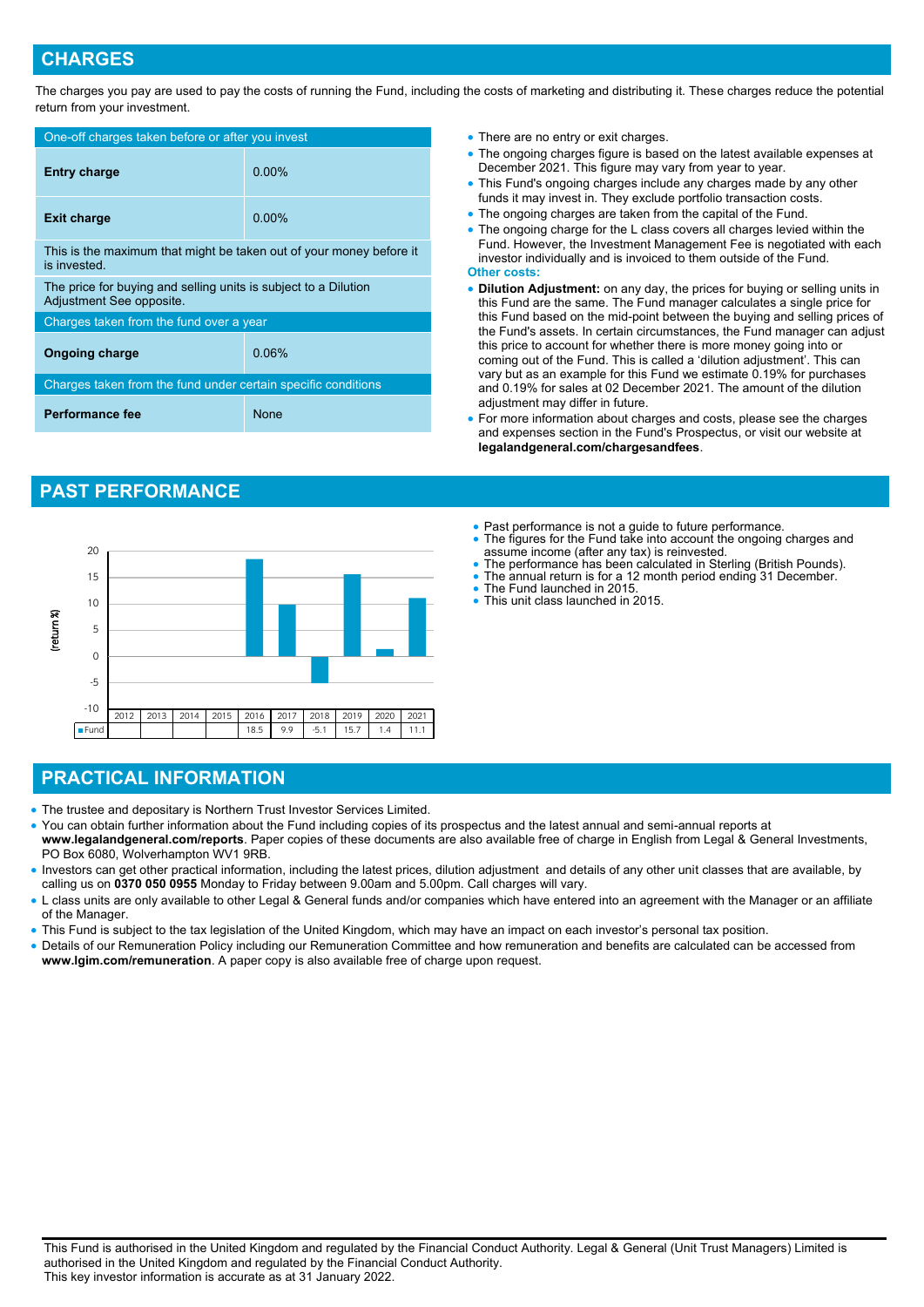## CHARGES

The charges you pay are used to pay the costs of running the Fund, including the costs of marketing and distributing it. These charges reduce the potential return from your investment.

| One-off charges taken before or after you invest | |
|---|---|
| **Entry charge** | 0.00% |
| **Exit charge** | 0.00% |
| This is the maximum that might be taken out of your money before it is invested. | |
| The price for buying and selling units is subject to a Dilution Adjustment See opposite. | |
| Charges taken from the fund over a year | |
| **Ongoing charge** | 0.06% |
| Charges taken from the fund under certain specific conditions | |
| **Performance fee** | None |

- There are no entry or exit charges.
- The ongoing charges figure is based on the latest available expenses at December 2021. This figure may vary from year to year.
- This Fund's ongoing charges include any charges made by any other funds it may invest in. They exclude portfolio transaction costs.
- The ongoing charges are taken from the capital of the Fund.
- The ongoing charge for the L class covers all charges levied within the Fund. However, the Investment Management Fee is negotiated with each investor individually and is invoiced to them outside of the Fund.

**Other costs:**

- **Dilution Adjustment:** on any day, the prices for buying or selling units in this Fund are the same. The Fund manager calculates a single price for this Fund based on the mid-point between the buying and selling prices of the Fund's assets. In certain circumstances, the Fund manager can adjust this price to account for whether there is more money going into or coming out of the Fund. This is called a 'dilution adjustment'. This can vary but as an example for this Fund we estimate 0.19% for purchases and 0.19% for sales at 02 December 2021. The amount of the dilution adjustment may differ in future.
- For more information about charges and costs, please see the charges and expenses section in the Fund's Prospectus, or visit our website at **legalandgeneral.com/chargesandfees**.

## PAST PERFORMANCE

(return %)

20
15
10
5
0
-5
-10

2012 2013 2014 2015 2016 2017 2018 2019 2020 2021

Fund 18.5 9.9 -5.1 15.7 1.4 11.1

- Past performance is not a guide to future performance.
- The figures for the Fund take into account the ongoing charges and assume income (after any tax) is reinvested.
- The performance has been calculated in Sterling (British Pounds).
- The annual return is for a 12 month period ending 31 December.
- The Fund launched in 2015.
- This unit class launched in 2015.

## PRACTICAL INFORMATION

- The trustee and depositary is Northern Trust Investor Services Limited.
- You can obtain further information about the Fund including copies of its prospectus and the latest annual and semi-annual reports at **www.legalandgeneral.com/reports**. Paper copies of these documents are also available free of charge in English from Legal & General Investments, PO Box 6080, Wolverhampton WV1 9RB.
- Investors can get other practical information, including the latest prices, dilution adjustment and details of any other unit classes that are available, by calling us on **0370 050 0955** Monday to Friday between 9.00am and 5.00pm. Call charges will vary.
- L class units are only available to other Legal & General funds and/or companies which have entered into an agreement with the Manager or an affiliate of the Manager.
- This Fund is subject to the tax legislation of the United Kingdom, which may have an impact on each investor's personal tax position.
- Details of our Remuneration Policy including our Remuneration Committee and how remuneration and benefits are calculated can be accessed from **www.lgim.com/remuneration**. A paper copy is also available free of charge upon request.

This Fund is authorised in the United Kingdom and regulated by the Financial Conduct Authority. Legal & General (Unit Trust Managers) Limited is authorised in the United Kingdom and regulated by the Financial Conduct Authority.
This key investor information is accurate as at 31 January 2022.